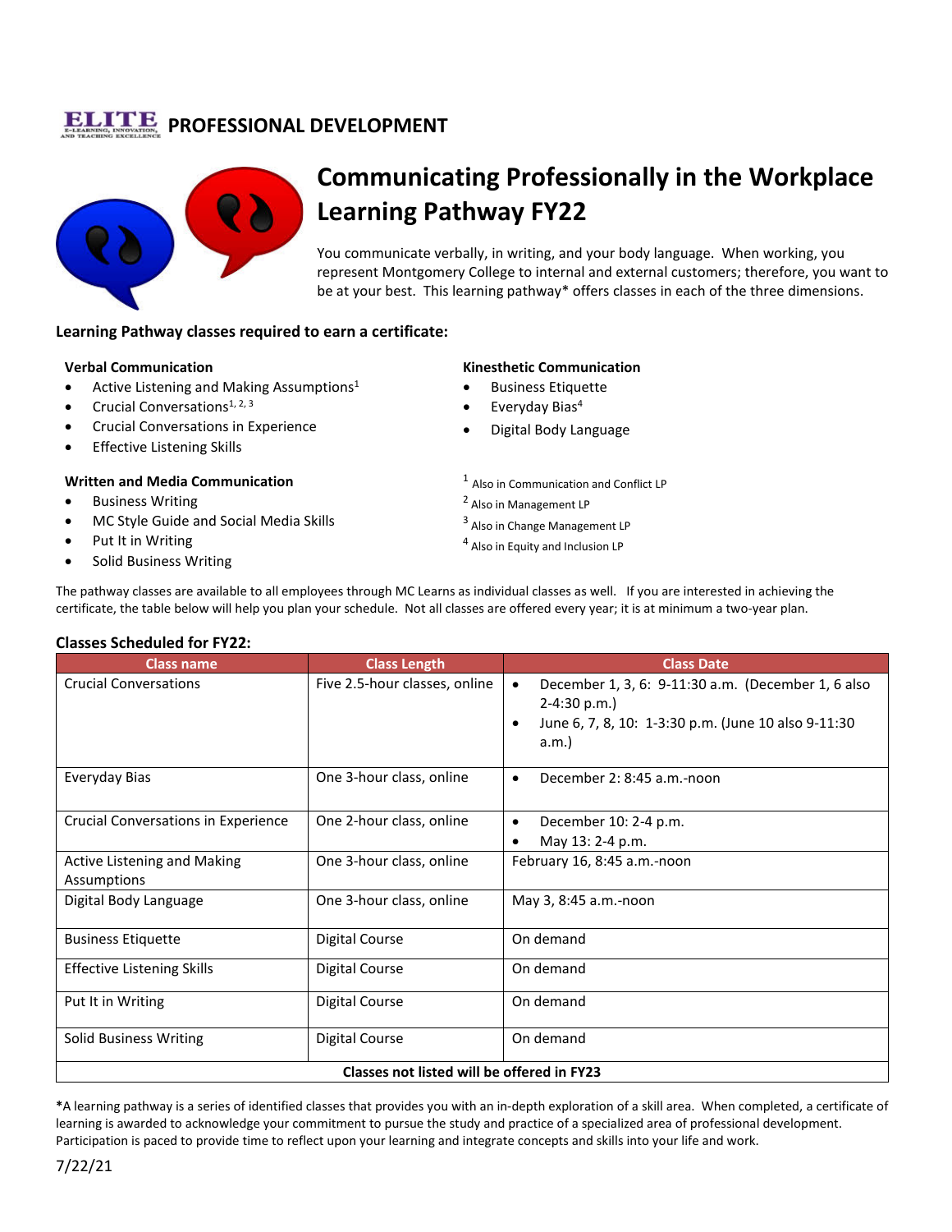**ELITE** E-LEARNING, INNOVATION, AND TEACHING EXCELLENCE **PROFESSIONAL DEVELOPMENT**

# Communicating Professionally in the Workplace Learning Pathway FY22

You communicate verbally, in writing, and your body language. When working, you represent Montgomery College to internal and external customers; therefore, you want to be at your best. This learning pathway* offers classes in each of the three dimensions.

## Learning Pathway classes required to earn a certificate:

### Verbal Communication

- Active Listening and Making Assumptions[1]
- Crucial Conversations[1, 2, 3]
- Crucial Conversations in Experience
- Effective Listening Skills

### Written and Media Communication

- Business Writing
- MC Style Guide and Social Media Skills
- Put It in Writing
- Solid Business Writing

### Kinesthetic Communication

- Business Etiquette
- Everyday Bias[4]
- Digital Body Language

[1] Also in Communication and Conflict LP
[2] Also in Management LP
[3] Also in Change Management LP
[4] Also in Equity and Inclusion LP

The pathway classes are available to all employees through MC Learns as individual classes as well. If you are interested in achieving the certificate, the table below will help you plan your schedule. Not all classes are offered every year; it is at minimum a two-year plan.

## Classes Scheduled for FY22:

| Class name | Class Length | Class Date |
|---|---|---|
| Crucial Conversations | Five 2.5-hour classes, online | • December 1, 3, 6: 9-11:30 a.m. (December 1, 6 also 2-4:30 p.m.)<br>• June 6, 7, 8, 10: 1-3:30 p.m. (June 10 also 9-11:30 a.m.) |
| Everyday Bias | One 3-hour class, online | • December 2: 8:45 a.m.-noon |
| Crucial Conversations in Experience | One 2-hour class, online | • December 10: 2-4 p.m.<br>• May 13: 2-4 p.m. |
| Active Listening and Making Assumptions | One 3-hour class, online | February 16, 8:45 a.m.-noon |
| Digital Body Language | One 3-hour class, online | May 3, 8:45 a.m.-noon |
| Business Etiquette | Digital Course | On demand |
| Effective Listening Skills | Digital Course | On demand |
| Put It in Writing | Digital Course | On demand |
| Solid Business Writing | Digital Course | On demand |
| **Classes not listed will be offered in FY23** | | |

***A learning pathway** is a series of identified classes that provides you with an in-depth exploration of a skill area. When completed, a certificate of learning is awarded to acknowledge your commitment to pursue the study and practice of a specialized area of professional development. Participation is paced to provide time to reflect upon your learning and integrate concepts and skills into your life and work.

7/22/21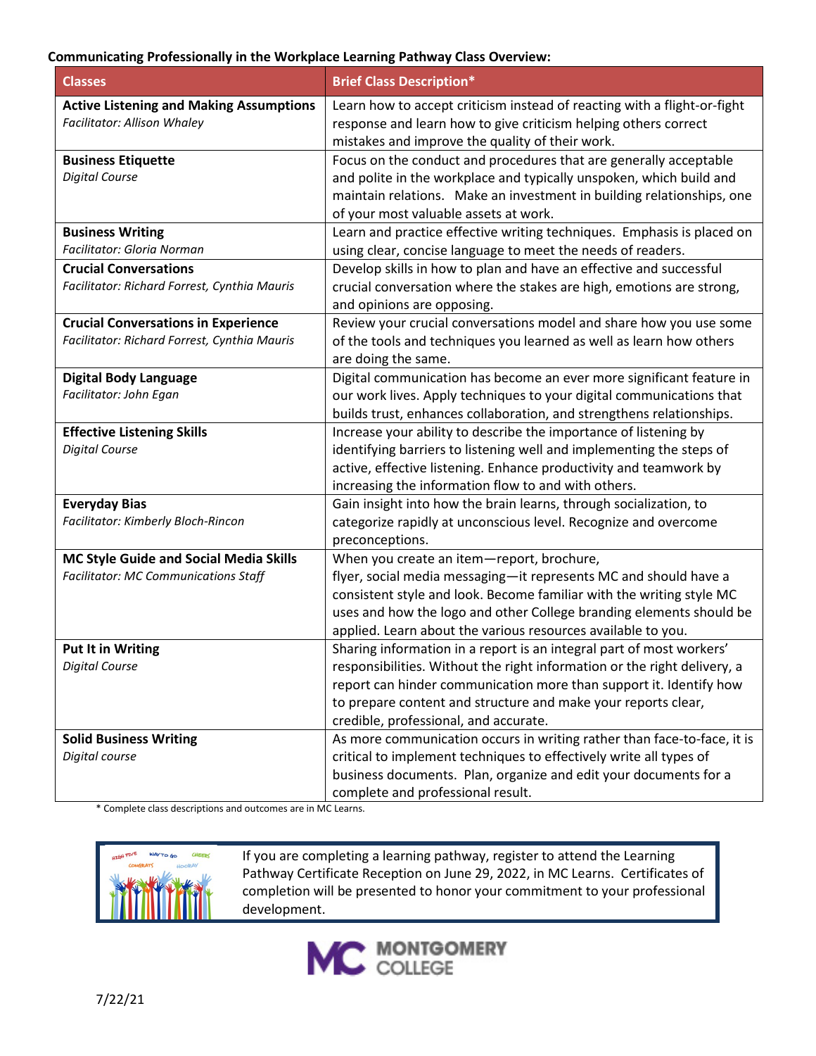**Communicating Professionally in the Workplace Learning Pathway Class Overview:**

| Classes | Brief Class Description* |
| --- | --- |
| **Active Listening and Making Assumptions**<br>*Facilitator: Allison Whaley* | Learn how to accept criticism instead of reacting with a flight-or-fight response and learn how to give criticism helping others correct mistakes and improve the quality of their work. |
| **Business Etiquette**<br>*Digital Course* | Focus on the conduct and procedures that are generally acceptable and polite in the workplace and typically unspoken, which build and maintain relations. Make an investment in building relationships, one of your most valuable assets at work. |
| **Business Writing**<br>*Facilitator: Gloria Norman* | Learn and practice effective writing techniques. Emphasis is placed on using clear, concise language to meet the needs of readers. |
| **Crucial Conversations**<br>*Facilitator: Richard Forrest, Cynthia Mauris* | Develop skills in how to plan and have an effective and successful crucial conversation where the stakes are high, emotions are strong, and opinions are opposing. |
| **Crucial Conversations in Experience**<br>*Facilitator: Richard Forrest, Cynthia Mauris* | Review your crucial conversations model and share how you use some of the tools and techniques you learned as well as learn how others are doing the same. |
| **Digital Body Language**<br>*Facilitator: John Egan* | Digital communication has become an ever more significant feature in our work lives. Apply techniques to your digital communications that builds trust, enhances collaboration, and strengthens relationships. |
| **Effective Listening Skills**<br>*Digital Course* | Increase your ability to describe the importance of listening by identifying barriers to listening well and implementing the steps of active, effective listening. Enhance productivity and teamwork by increasing the information flow to and with others. |
| **Everyday Bias**<br>*Facilitator: Kimberly Bloch-Rincon* | Gain insight into how the brain learns, through socialization, to categorize rapidly at unconscious level. Recognize and overcome preconceptions. |
| **MC Style Guide and Social Media Skills**<br>*Facilitator: MC Communications Staff* | When you create an item—report, brochure, flyer, social media messaging—it represents MC and should have a consistent style and look. Become familiar with the writing style MC uses and how the logo and other College branding elements should be applied. Learn about the various resources available to you. |
| **Put It in Writing**<br>*Digital Course* | Sharing information in a report is an integral part of most workers' responsibilities. Without the right information or the right delivery, a report can hinder communication more than support it. Identify how to prepare content and structure and make your reports clear, credible, professional, and accurate. |
| **Solid Business Writing**<br>*Digital course* | As more communication occurs in writing rather than face-to-face, it is critical to implement techniques to effectively write all types of business documents. Plan, organize and edit your documents for a complete and professional result. |

\* Complete class descriptions and outcomes are in MC Learns.

If you are completing a learning pathway, register to attend the Learning Pathway Certificate Reception on June 29, 2022, in MC Learns. Certificates of completion will be presented to honor your commitment to your professional development.

MONTGOMERY COLLEGE

7/22/21